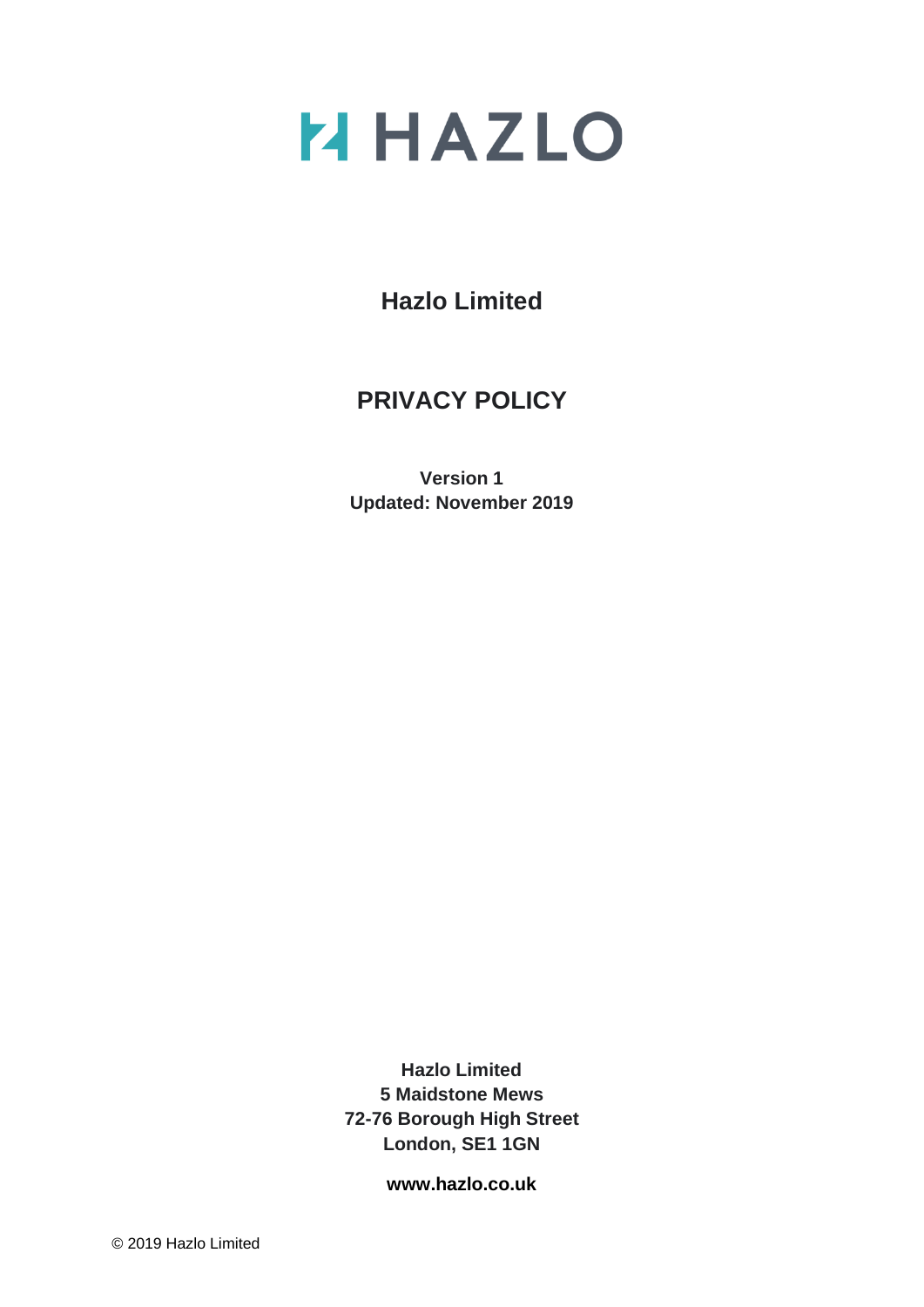# HAZLO

## Hazlo Limited

# PRIVACY POLICY

**Version 1**
**Updated: November 2019**

**Hazlo Limited**
**5 Maidstone Mews**
**72-76 Borough High Street**
**London, SE1 1GN**

**www.hazlo.co.uk**

© 2019 Hazlo Limited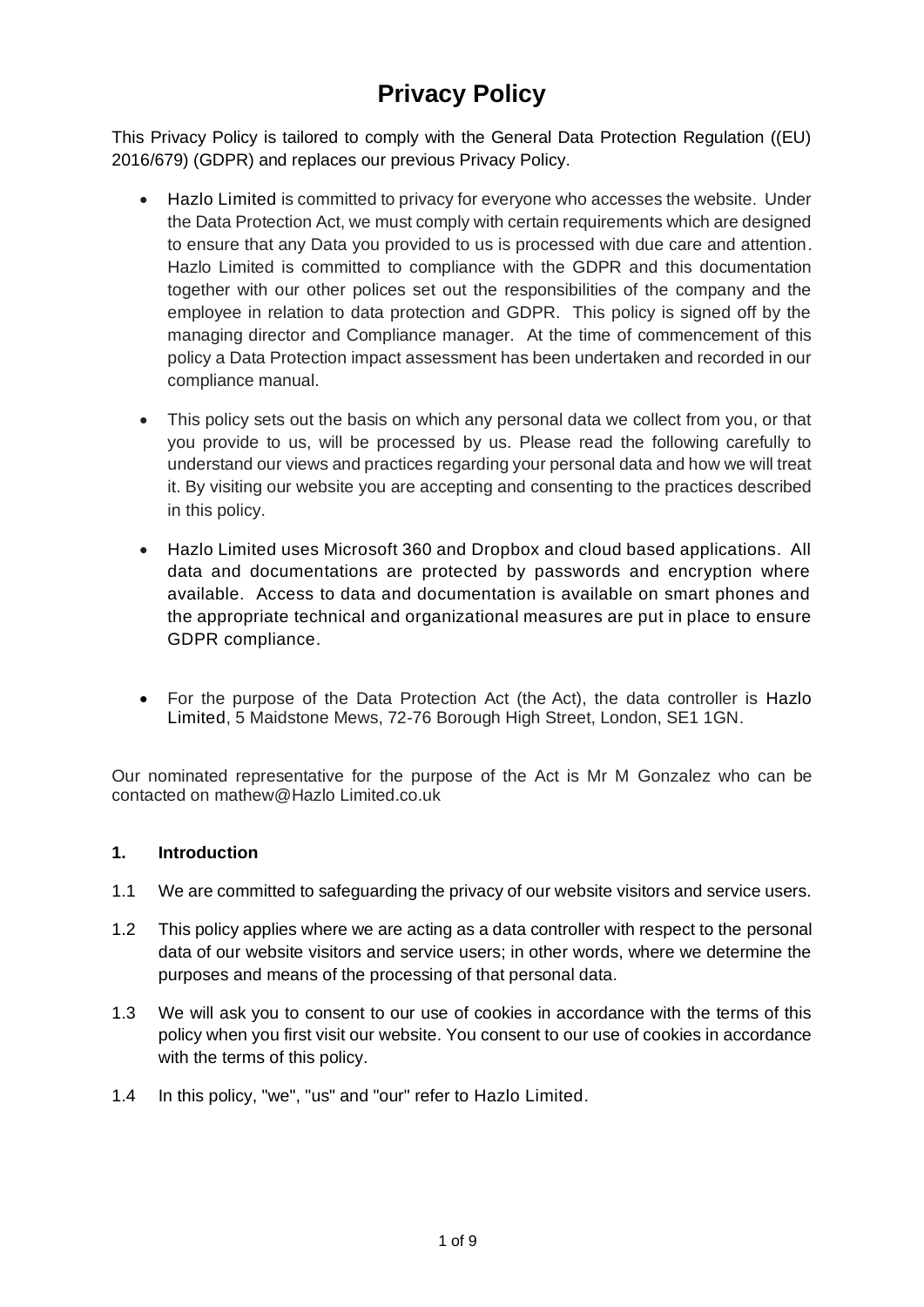# Privacy Policy

This Privacy Policy is tailored to comply with the General Data Protection Regulation ((EU) 2016/679) (GDPR) and replaces our previous Privacy Policy.

- Hazlo Limited is committed to privacy for everyone who accesses the website. Under the Data Protection Act, we must comply with certain requirements which are designed to ensure that any Data you provided to us is processed with due care and attention. Hazlo Limited is committed to compliance with the GDPR and this documentation together with our other polices set out the responsibilities of the company and the employee in relation to data protection and GDPR. This policy is signed off by the managing director and Compliance manager. At the time of commencement of this policy a Data Protection impact assessment has been undertaken and recorded in our compliance manual.

- This policy sets out the basis on which any personal data we collect from you, or that you provide to us, will be processed by us. Please read the following carefully to understand our views and practices regarding your personal data and how we will treat it. By visiting our website you are accepting and consenting to the practices described in this policy.

- Hazlo Limited uses Microsoft 360 and Dropbox and cloud based applications. All data and documentations are protected by passwords and encryption where available. Access to data and documentation is available on smart phones and the appropriate technical and organizational measures are put in place to ensure GDPR compliance.

- For the purpose of the Data Protection Act (the Act), the data controller is Hazlo Limited, 5 Maidstone Mews, 72-76 Borough High Street, London, SE1 1GN.

Our nominated representative for the purpose of the Act is Mr M Gonzalez who can be contacted on mathew@Hazlo Limited.co.uk

## 1. Introduction

1.1 We are committed to safeguarding the privacy of our website visitors and service users.

1.2 This policy applies where we are acting as a data controller with respect to the personal data of our website visitors and service users; in other words, where we determine the purposes and means of the processing of that personal data.

1.3 We will ask you to consent to our use of cookies in accordance with the terms of this policy when you first visit our website. You consent to our use of cookies in accordance with the terms of this policy.

1.4 In this policy, "we", "us" and "our" refer to Hazlo Limited.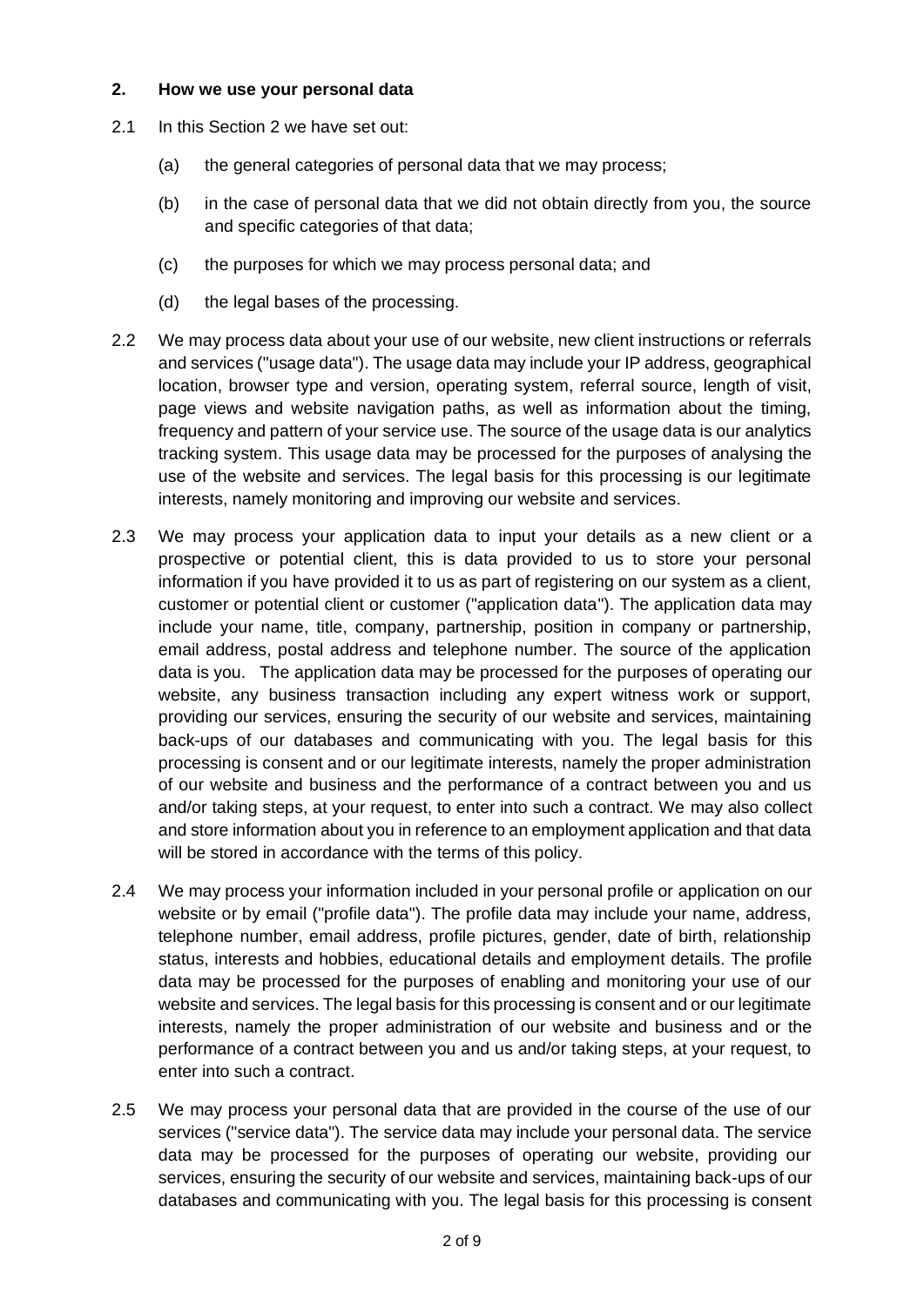## 2. How we use your personal data

2.1 In this Section 2 we have set out:

(a) the general categories of personal data that we may process;

(b) in the case of personal data that we did not obtain directly from you, the source and specific categories of that data;

(c) the purposes for which we may process personal data; and

(d) the legal bases of the processing.

2.2 We may process data about your use of our website, new client instructions or referrals and services ("usage data"). The usage data may include your IP address, geographical location, browser type and version, operating system, referral source, length of visit, page views and website navigation paths, as well as information about the timing, frequency and pattern of your service use. The source of the usage data is our analytics tracking system. This usage data may be processed for the purposes of analysing the use of the website and services. The legal basis for this processing is our legitimate interests, namely monitoring and improving our website and services.

2.3 We may process your application data to input your details as a new client or a prospective or potential client, this is data provided to us to store your personal information if you have provided it to us as part of registering on our system as a client, customer or potential client or customer ("application data"). The application data may include your name, title, company, partnership, position in company or partnership, email address, postal address and telephone number. The source of the application data is you. The application data may be processed for the purposes of operating our website, any business transaction including any expert witness work or support, providing our services, ensuring the security of our website and services, maintaining back-ups of our databases and communicating with you. The legal basis for this processing is consent and or our legitimate interests, namely the proper administration of our website and business and the performance of a contract between you and us and/or taking steps, at your request, to enter into such a contract. We may also collect and store information about you in reference to an employment application and that data will be stored in accordance with the terms of this policy.

2.4 We may process your information included in your personal profile or application on our website or by email ("profile data"). The profile data may include your name, address, telephone number, email address, profile pictures, gender, date of birth, relationship status, interests and hobbies, educational details and employment details. The profile data may be processed for the purposes of enabling and monitoring your use of our website and services. The legal basis for this processing is consent and or our legitimate interests, namely the proper administration of our website and business and or the performance of a contract between you and us and/or taking steps, at your request, to enter into such a contract.

2.5 We may process your personal data that are provided in the course of the use of our services ("service data"). The service data may include your personal data. The service data may be processed for the purposes of operating our website, providing our services, ensuring the security of our website and services, maintaining back-ups of our databases and communicating with you. The legal basis for this processing is consent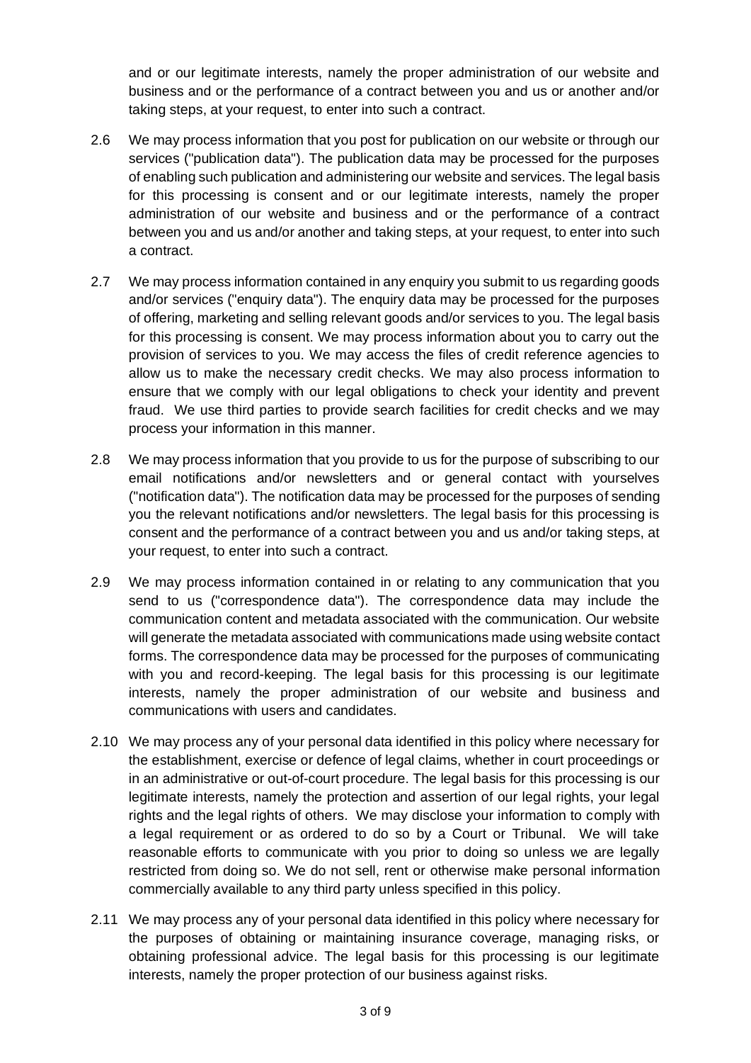and or our legitimate interests, namely the proper administration of our website and business and or the performance of a contract between you and us or another and/or taking steps, at your request, to enter into such a contract.

2.6 We may process information that you post for publication on our website or through our services ("publication data"). The publication data may be processed for the purposes of enabling such publication and administering our website and services. The legal basis for this processing is consent and or our legitimate interests, namely the proper administration of our website and business and or the performance of a contract between you and us and/or another and taking steps, at your request, to enter into such a contract.

2.7 We may process information contained in any enquiry you submit to us regarding goods and/or services ("enquiry data"). The enquiry data may be processed for the purposes of offering, marketing and selling relevant goods and/or services to you. The legal basis for this processing is consent. We may process information about you to carry out the provision of services to you. We may access the files of credit reference agencies to allow us to make the necessary credit checks. We may also process information to ensure that we comply with our legal obligations to check your identity and prevent fraud. We use third parties to provide search facilities for credit checks and we may process your information in this manner.

2.8 We may process information that you provide to us for the purpose of subscribing to our email notifications and/or newsletters and or general contact with yourselves ("notification data"). The notification data may be processed for the purposes of sending you the relevant notifications and/or newsletters. The legal basis for this processing is consent and the performance of a contract between you and us and/or taking steps, at your request, to enter into such a contract.

2.9 We may process information contained in or relating to any communication that you send to us ("correspondence data"). The correspondence data may include the communication content and metadata associated with the communication. Our website will generate the metadata associated with communications made using website contact forms. The correspondence data may be processed for the purposes of communicating with you and record-keeping. The legal basis for this processing is our legitimate interests, namely the proper administration of our website and business and communications with users and candidates.

2.10 We may process any of your personal data identified in this policy where necessary for the establishment, exercise or defence of legal claims, whether in court proceedings or in an administrative or out-of-court procedure. The legal basis for this processing is our legitimate interests, namely the protection and assertion of our legal rights, your legal rights and the legal rights of others. We may disclose your information to comply with a legal requirement or as ordered to do so by a Court or Tribunal. We will take reasonable efforts to communicate with you prior to doing so unless we are legally restricted from doing so. We do not sell, rent or otherwise make personal information commercially available to any third party unless specified in this policy.

2.11 We may process any of your personal data identified in this policy where necessary for the purposes of obtaining or maintaining insurance coverage, managing risks, or obtaining professional advice. The legal basis for this processing is our legitimate interests, namely the proper protection of our business against risks.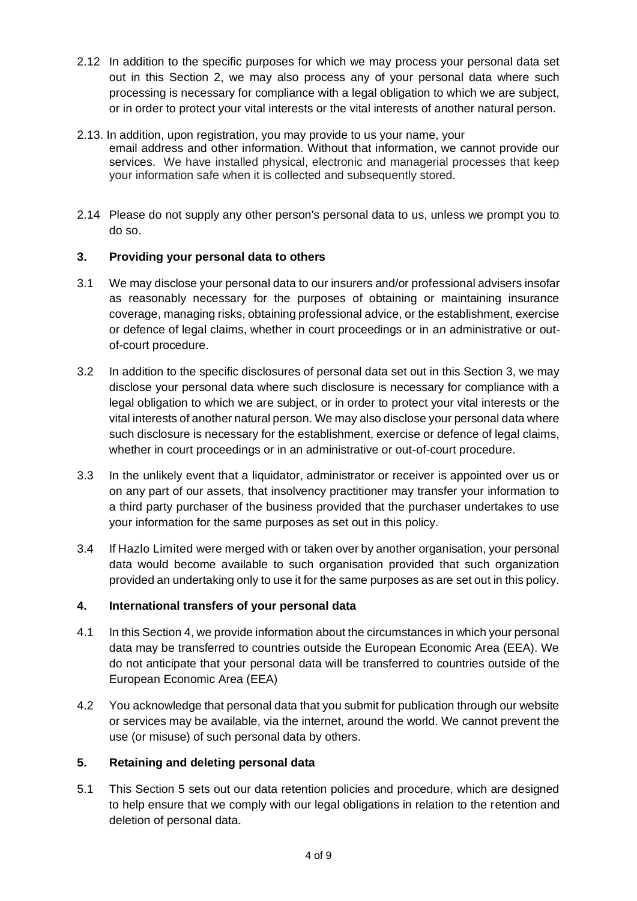2.12 In addition to the specific purposes for which we may process your personal data set out in this Section 2, we may also process any of your personal data where such processing is necessary for compliance with a legal obligation to which we are subject, or in order to protect your vital interests or the vital interests of another natural person.

2.13. In addition, upon registration, you may provide to us your name, your email address and other information. Without that information, we cannot provide our services. We have installed physical, electronic and managerial processes that keep your information safe when it is collected and subsequently stored.

2.14 Please do not supply any other person's personal data to us, unless we prompt you to do so.

## 3. Providing your personal data to others

3.1 We may disclose your personal data to our insurers and/or professional advisers insofar as reasonably necessary for the purposes of obtaining or maintaining insurance coverage, managing risks, obtaining professional advice, or the establishment, exercise or defence of legal claims, whether in court proceedings or in an administrative or out-of-court procedure.

3.2 In addition to the specific disclosures of personal data set out in this Section 3, we may disclose your personal data where such disclosure is necessary for compliance with a legal obligation to which we are subject, or in order to protect your vital interests or the vital interests of another natural person. We may also disclose your personal data where such disclosure is necessary for the establishment, exercise or defence of legal claims, whether in court proceedings or in an administrative or out-of-court procedure.

3.3 In the unlikely event that a liquidator, administrator or receiver is appointed over us or on any part of our assets, that insolvency practitioner may transfer your information to a third party purchaser of the business provided that the purchaser undertakes to use your information for the same purposes as set out in this policy.

3.4 If Hazlo Limited were merged with or taken over by another organisation, your personal data would become available to such organisation provided that such organization provided an undertaking only to use it for the same purposes as are set out in this policy.

## 4. International transfers of your personal data

4.1 In this Section 4, we provide information about the circumstances in which your personal data may be transferred to countries outside the European Economic Area (EEA). We do not anticipate that your personal data will be transferred to countries outside of the European Economic Area (EEA)

4.2 You acknowledge that personal data that you submit for publication through our website or services may be available, via the internet, around the world. We cannot prevent the use (or misuse) of such personal data by others.

## 5. Retaining and deleting personal data

5.1 This Section 5 sets out our data retention policies and procedure, which are designed to help ensure that we comply with our legal obligations in relation to the retention and deletion of personal data.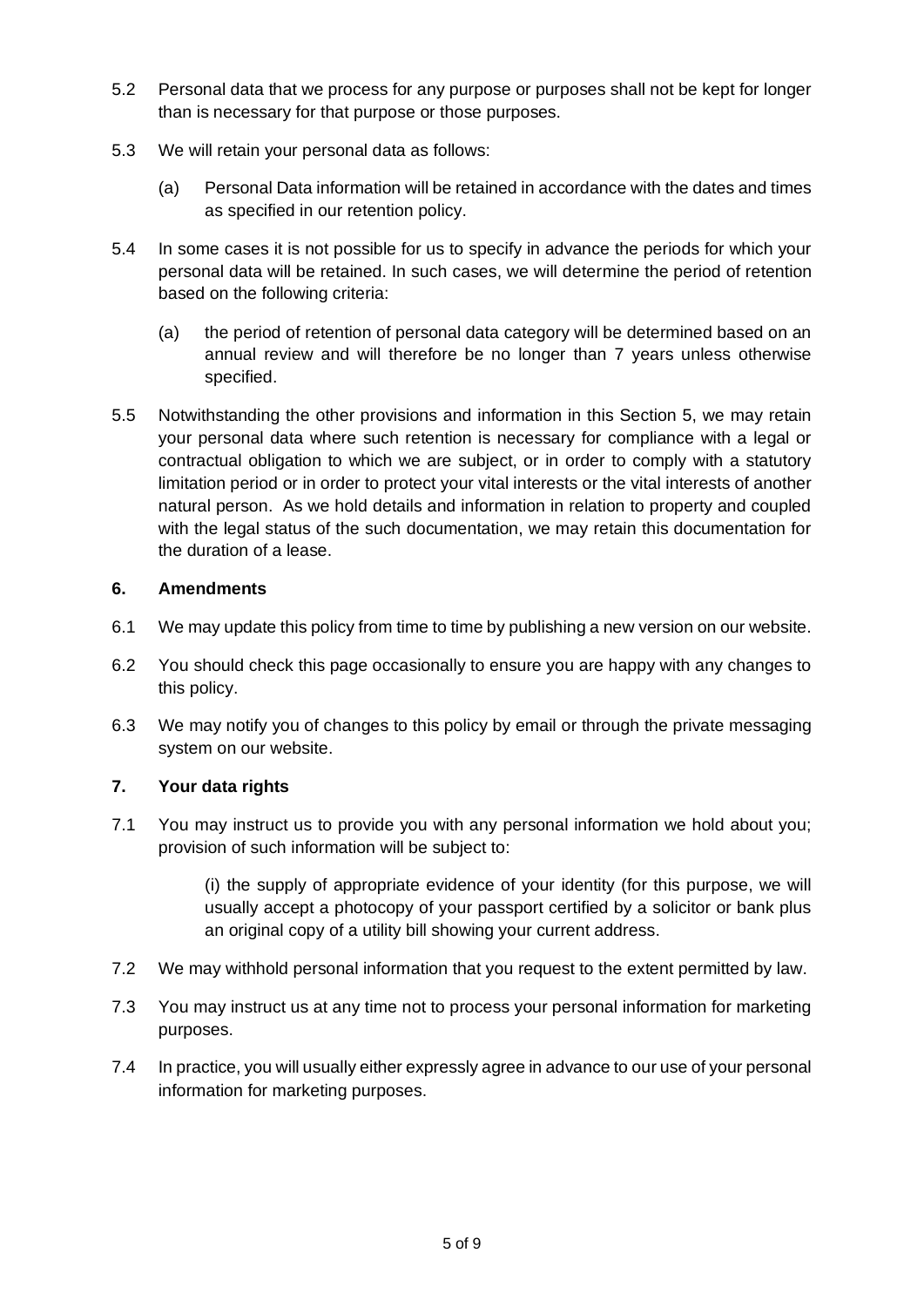5.2 Personal data that we process for any purpose or purposes shall not be kept for longer than is necessary for that purpose or those purposes.

5.3 We will retain your personal data as follows:

(a) Personal Data information will be retained in accordance with the dates and times as specified in our retention policy.

5.4 In some cases it is not possible for us to specify in advance the periods for which your personal data will be retained. In such cases, we will determine the period of retention based on the following criteria:

(a) the period of retention of personal data category will be determined based on an annual review and will therefore be no longer than 7 years unless otherwise specified.

5.5 Notwithstanding the other provisions and information in this Section 5, we may retain your personal data where such retention is necessary for compliance with a legal or contractual obligation to which we are subject, or in order to comply with a statutory limitation period or in order to protect your vital interests or the vital interests of another natural person. As we hold details and information in relation to property and coupled with the legal status of the such documentation, we may retain this documentation for the duration of a lease.

**6. Amendments**

6.1 We may update this policy from time to time by publishing a new version on our website.

6.2 You should check this page occasionally to ensure you are happy with any changes to this policy.

6.3 We may notify you of changes to this policy by email or through the private messaging system on our website.

**7. Your data rights**

7.1 You may instruct us to provide you with any personal information we hold about you; provision of such information will be subject to:

(i) the supply of appropriate evidence of your identity (for this purpose, we will usually accept a photocopy of your passport certified by a solicitor or bank plus an original copy of a utility bill showing your current address.

7.2 We may withhold personal information that you request to the extent permitted by law.

7.3 You may instruct us at any time not to process your personal information for marketing purposes.

7.4 In practice, you will usually either expressly agree in advance to our use of your personal information for marketing purposes.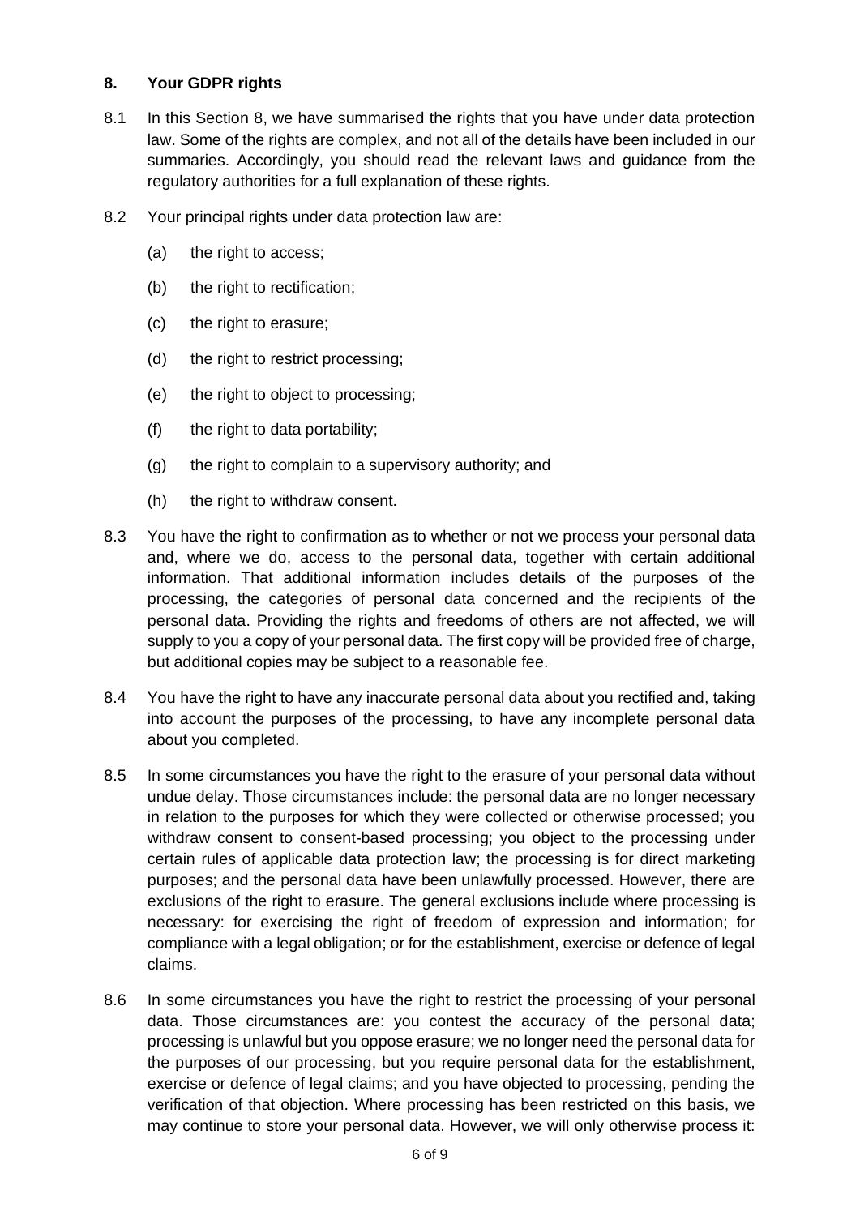## 8. Your GDPR rights

8.1 In this Section 8, we have summarised the rights that you have under data protection law. Some of the rights are complex, and not all of the details have been included in our summaries. Accordingly, you should read the relevant laws and guidance from the regulatory authorities for a full explanation of these rights.

8.2 Your principal rights under data protection law are:

(a) the right to access;

(b) the right to rectification;

(c) the right to erasure;

(d) the right to restrict processing;

(e) the right to object to processing;

(f) the right to data portability;

(g) the right to complain to a supervisory authority; and

(h) the right to withdraw consent.

8.3 You have the right to confirmation as to whether or not we process your personal data and, where we do, access to the personal data, together with certain additional information. That additional information includes details of the purposes of the processing, the categories of personal data concerned and the recipients of the personal data. Providing the rights and freedoms of others are not affected, we will supply to you a copy of your personal data. The first copy will be provided free of charge, but additional copies may be subject to a reasonable fee.

8.4 You have the right to have any inaccurate personal data about you rectified and, taking into account the purposes of the processing, to have any incomplete personal data about you completed.

8.5 In some circumstances you have the right to the erasure of your personal data without undue delay. Those circumstances include: the personal data are no longer necessary in relation to the purposes for which they were collected or otherwise processed; you withdraw consent to consent-based processing; you object to the processing under certain rules of applicable data protection law; the processing is for direct marketing purposes; and the personal data have been unlawfully processed. However, there are exclusions of the right to erasure. The general exclusions include where processing is necessary: for exercising the right of freedom of expression and information; for compliance with a legal obligation; or for the establishment, exercise or defence of legal claims.

8.6 In some circumstances you have the right to restrict the processing of your personal data. Those circumstances are: you contest the accuracy of the personal data; processing is unlawful but you oppose erasure; we no longer need the personal data for the purposes of our processing, but you require personal data for the establishment, exercise or defence of legal claims; and you have objected to processing, pending the verification of that objection. Where processing has been restricted on this basis, we may continue to store your personal data. However, we will only otherwise process it: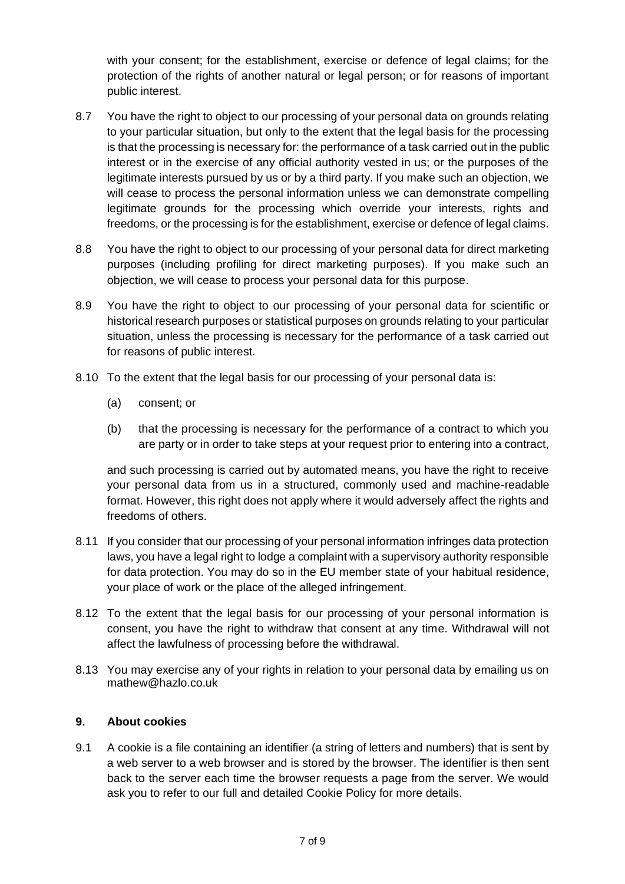with your consent; for the establishment, exercise or defence of legal claims; for the protection of the rights of another natural or legal person; or for reasons of important public interest.

8.7 You have the right to object to our processing of your personal data on grounds relating to your particular situation, but only to the extent that the legal basis for the processing is that the processing is necessary for: the performance of a task carried out in the public interest or in the exercise of any official authority vested in us; or the purposes of the legitimate interests pursued by us or by a third party. If you make such an objection, we will cease to process the personal information unless we can demonstrate compelling legitimate grounds for the processing which override your interests, rights and freedoms, or the processing is for the establishment, exercise or defence of legal claims.

8.8 You have the right to object to our processing of your personal data for direct marketing purposes (including profiling for direct marketing purposes). If you make such an objection, we will cease to process your personal data for this purpose.

8.9 You have the right to object to our processing of your personal data for scientific or historical research purposes or statistical purposes on grounds relating to your particular situation, unless the processing is necessary for the performance of a task carried out for reasons of public interest.

8.10 To the extent that the legal basis for our processing of your personal data is:

(a) consent; or

(b) that the processing is necessary for the performance of a contract to which you are party or in order to take steps at your request prior to entering into a contract,

and such processing is carried out by automated means, you have the right to receive your personal data from us in a structured, commonly used and machine-readable format. However, this right does not apply where it would adversely affect the rights and freedoms of others.

8.11 If you consider that our processing of your personal information infringes data protection laws, you have a legal right to lodge a complaint with a supervisory authority responsible for data protection. You may do so in the EU member state of your habitual residence, your place of work or the place of the alleged infringement.

8.12 To the extent that the legal basis for our processing of your personal information is consent, you have the right to withdraw that consent at any time. Withdrawal will not affect the lawfulness of processing before the withdrawal.

8.13 You may exercise any of your rights in relation to your personal data by emailing us on mathew@hazlo.co.uk

## 9. About cookies

9.1 A cookie is a file containing an identifier (a string of letters and numbers) that is sent by a web server to a web browser and is stored by the browser. The identifier is then sent back to the server each time the browser requests a page from the server. We would ask you to refer to our full and detailed Cookie Policy for more details.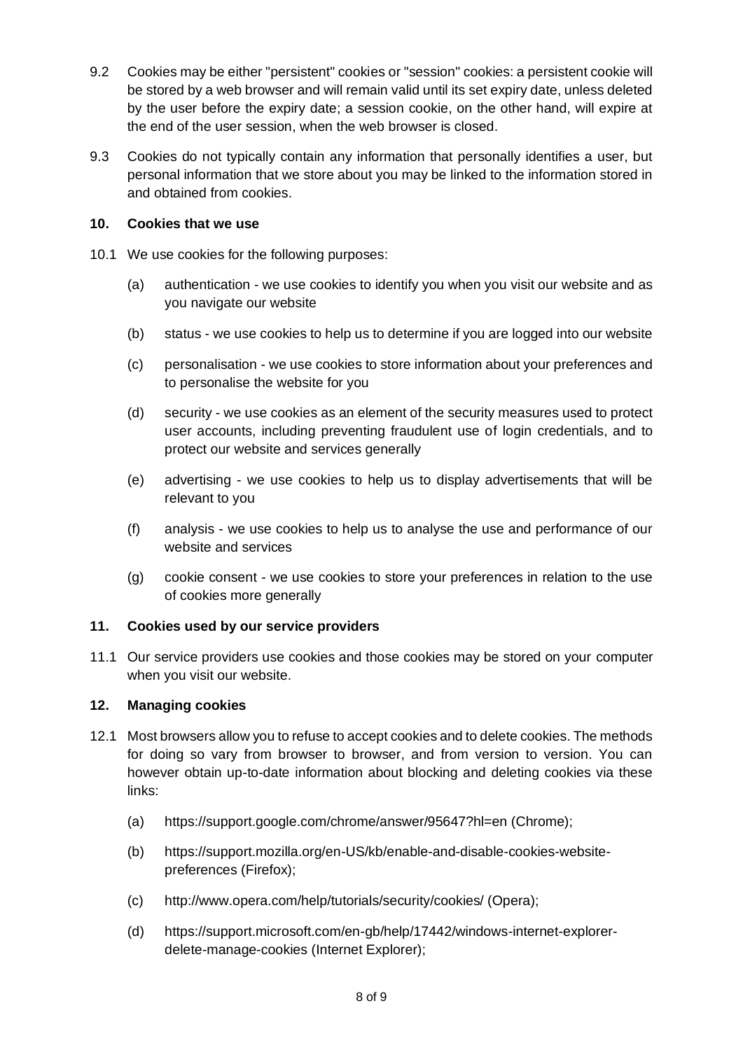9.2 Cookies may be either "persistent" cookies or "session" cookies: a persistent cookie will be stored by a web browser and will remain valid until its set expiry date, unless deleted by the user before the expiry date; a session cookie, on the other hand, will expire at the end of the user session, when the web browser is closed.

9.3 Cookies do not typically contain any information that personally identifies a user, but personal information that we store about you may be linked to the information stored in and obtained from cookies.

## 10. Cookies that we use

10.1 We use cookies for the following purposes:

(a) authentication - we use cookies to identify you when you visit our website and as you navigate our website

(b) status - we use cookies to help us to determine if you are logged into our website

(c) personalisation - we use cookies to store information about your preferences and to personalise the website for you

(d) security - we use cookies as an element of the security measures used to protect user accounts, including preventing fraudulent use of login credentials, and to protect our website and services generally

(e) advertising - we use cookies to help us to display advertisements that will be relevant to you

(f) analysis - we use cookies to help us to analyse the use and performance of our website and services

(g) cookie consent - we use cookies to store your preferences in relation to the use of cookies more generally

## 11. Cookies used by our service providers

11.1 Our service providers use cookies and those cookies may be stored on your computer when you visit our website.

## 12. Managing cookies

12.1 Most browsers allow you to refuse to accept cookies and to delete cookies. The methods for doing so vary from browser to browser, and from version to version. You can however obtain up-to-date information about blocking and deleting cookies via these links:

(a) https://support.google.com/chrome/answer/95647?hl=en (Chrome);

(b) https://support.mozilla.org/en-US/kb/enable-and-disable-cookies-website-preferences (Firefox);

(c) http://www.opera.com/help/tutorials/security/cookies/ (Opera);

(d) https://support.microsoft.com/en-gb/help/17442/windows-internet-explorer-delete-manage-cookies (Internet Explorer);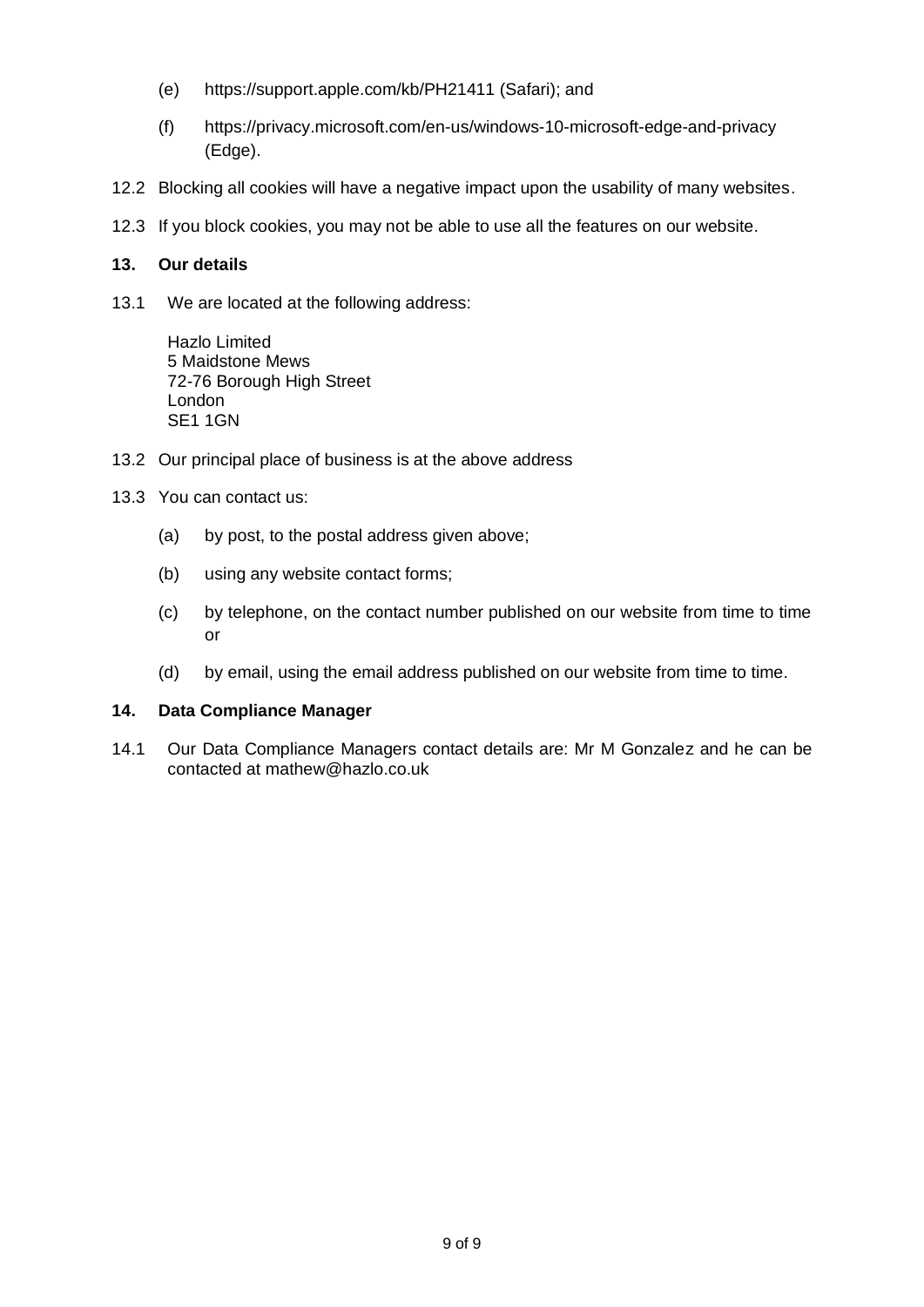(e) https://support.apple.com/kb/PH21411 (Safari); and

(f) https://privacy.microsoft.com/en-us/windows-10-microsoft-edge-and-privacy (Edge).

12.2 Blocking all cookies will have a negative impact upon the usability of many websites.

12.3 If you block cookies, you may not be able to use all the features on our website.

## 13. Our details

13.1 We are located at the following address:

Hazlo Limited
5 Maidstone Mews
72-76 Borough High Street
London
SE1 1GN

13.2 Our principal place of business is at the above address

13.3 You can contact us:

(a) by post, to the postal address given above;

(b) using any website contact forms;

(c) by telephone, on the contact number published on our website from time to time or

(d) by email, using the email address published on our website from time to time.

## 14. Data Compliance Manager

14.1 Our Data Compliance Managers contact details are: Mr M Gonzalez and he can be contacted at mathew@hazlo.co.uk